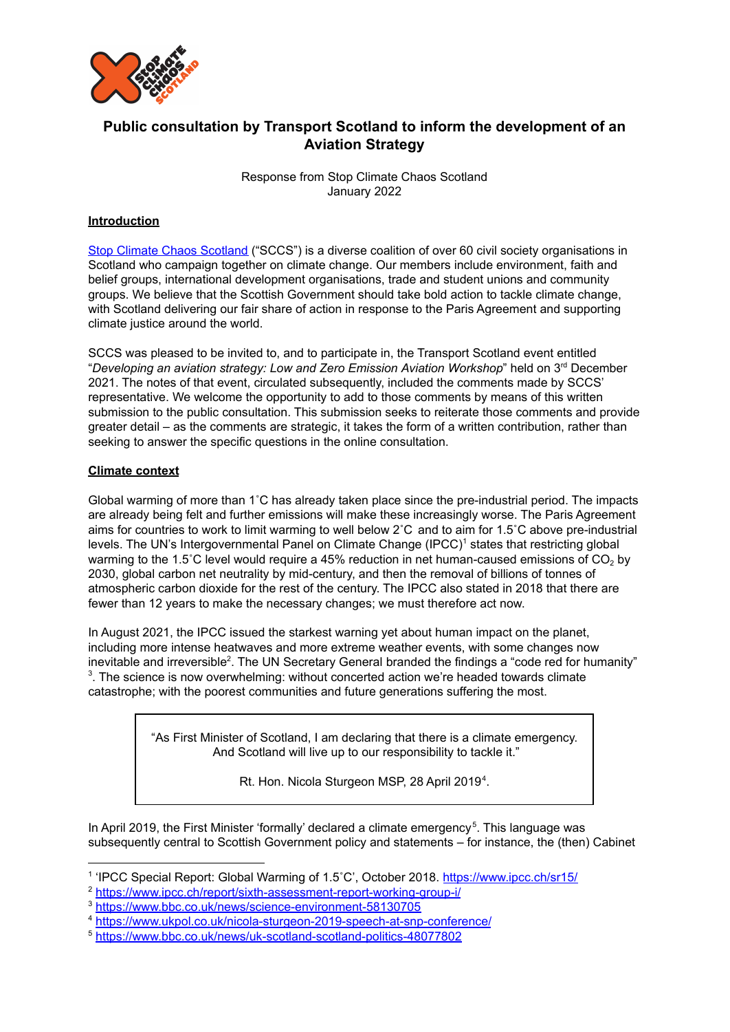# Public consultation by Transport Scotland to inform the development of an Aviation Strategy

Response from Stop Climate Chaos Scotland
January 2022

## Introduction

[Stop Climate Chaos Scotland](#) ("SCCS") is a diverse coalition of over 60 civil society organisations in Scotland who campaign together on climate change. Our members include environment, faith and belief groups, international development organisations, trade and student unions and community groups. We believe that the Scottish Government should take bold action to tackle climate change, with Scotland delivering our fair share of action in response to the Paris Agreement and supporting climate justice around the world.

SCCS was pleased to be invited to, and to participate in, the Transport Scotland event entitled "*Developing an aviation strategy: Low and Zero Emission Aviation Workshop*" held on 3rd December 2021. The notes of that event, circulated subsequently, included the comments made by SCCS' representative. We welcome the opportunity to add to those comments by means of this written submission to the public consultation. This submission seeks to reiterate those comments and provide greater detail – as the comments are strategic, it takes the form of a written contribution, rather than seeking to answer the specific questions in the online consultation.

## Climate context

Global warming of more than 1˚C has already taken place since the pre-industrial period. The impacts are already being felt and further emissions will make these increasingly worse. The Paris Agreement aims for countries to work to limit warming to well below 2˚C and to aim for 1.5˚C above pre-industrial levels. The UN's Intergovernmental Panel on Climate Change (IPCC)[1] states that restricting global warming to the 1.5˚C level would require a 45% reduction in net human-caused emissions of $CO_2$ by 2030, global carbon net neutrality by mid-century, and then the removal of billions of tonnes of atmospheric carbon dioxide for the rest of the century. The IPCC also stated in 2018 that there are fewer than 12 years to make the necessary changes; we must therefore act now.

In August 2021, the IPCC issued the starkest warning yet about human impact on the planet, including more intense heatwaves and more extreme weather events, with some changes now inevitable and irreversible[2]. The UN Secretary General branded the findings a "code red for humanity"[3]. The science is now overwhelming: without concerted action we're headed towards climate catastrophe; with the poorest communities and future generations suffering the most.

> "As First Minister of Scotland, I am declaring that there is a climate emergency. And Scotland will live up to our responsibility to tackle it."
>
> Rt. Hon. Nicola Sturgeon MSP, 28 April 2019[4].

In April 2019, the First Minister 'formally' declared a climate emergency[5]. This language was subsequently central to Scottish Government policy and statements – for instance, the (then) Cabinet

---

[1] 'IPCC Special Report: Global Warming of 1.5˚C', October 2018. https://www.ipcc.ch/sr15/
[2] https://www.ipcc.ch/report/sixth-assessment-report-working-group-i/
[3] https://www.bbc.co.uk/news/science-environment-58130705
[4] https://www.ukpol.co.uk/nicola-sturgeon-2019-speech-at-snp-conference/
[5] https://www.bbc.co.uk/news/uk-scotland-scotland-politics-48077802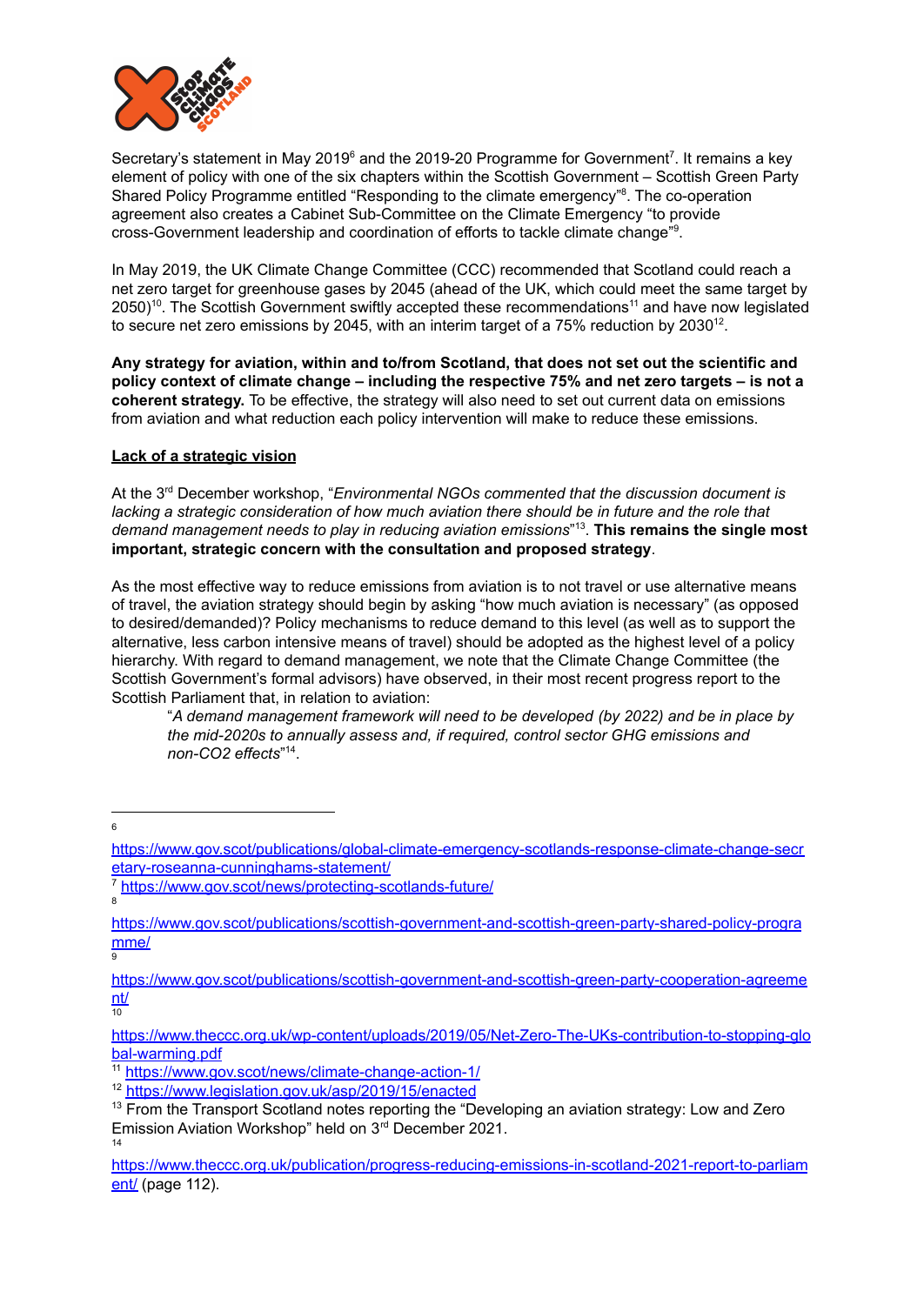Secretary's statement in May 2019[6] and the 2019-20 Programme for Government[7]. It remains a key element of policy with one of the six chapters within the Scottish Government – Scottish Green Party Shared Policy Programme entitled "Responding to the climate emergency"[8]. The co-operation agreement also creates a Cabinet Sub-Committee on the Climate Emergency "to provide cross-Government leadership and coordination of efforts to tackle climate change"[9].

In May 2019, the UK Climate Change Committee (CCC) recommended that Scotland could reach a net zero target for greenhouse gases by 2045 (ahead of the UK, which could meet the same target by 2050)[10]. The Scottish Government swiftly accepted these recommendations[11] and have now legislated to secure net zero emissions by 2045, with an interim target of a 75% reduction by 2030[12].

**Any strategy for aviation, within and to/from Scotland, that does not set out the scientific and policy context of climate change – including the respective 75% and net zero targets – is not a coherent strategy.** To be effective, the strategy will also need to set out current data on emissions from aviation and what reduction each policy intervention will make to reduce these emissions.

## Lack of a strategic vision

At the 3rd December workshop, "*Environmental NGOs commented that the discussion document is lacking a strategic consideration of how much aviation there should be in future and the role that demand management needs to play in reducing aviation emissions*"[13]. **This remains the single most important, strategic concern with the consultation and proposed strategy**.

As the most effective way to reduce emissions from aviation is to not travel or use alternative means of travel, the aviation strategy should begin by asking "how much aviation is necessary" (as opposed to desired/demanded)? Policy mechanisms to reduce demand to this level (as well as to support the alternative, less carbon intensive means of travel) should be adopted as the highest level of a policy hierarchy. With regard to demand management, we note that the Climate Change Committee (the Scottish Government's formal advisors) have observed, in their most recent progress report to the Scottish Parliament that, in relation to aviation:

> "*A demand management framework will need to be developed (by 2022) and be in place by the mid-2020s to annually assess and, if required, control sector GHG emissions and non-CO2 effects*"[14].

---

[6] https://www.gov.scot/publications/global-climate-emergency-scotlands-response-climate-change-secretary-roseanna-cunninghams-statement/

[7] https://www.gov.scot/news/protecting-scotlands-future/

[8] https://www.gov.scot/publications/scottish-government-and-scottish-green-party-shared-policy-programme/

[9] https://www.gov.scot/publications/scottish-government-and-scottish-green-party-cooperation-agreement/

[10] https://www.theccc.org.uk/wp-content/uploads/2019/05/Net-Zero-The-UKs-contribution-to-stopping-global-warming.pdf

[11] https://www.gov.scot/news/climate-change-action-1/

[12] https://www.legislation.gov.uk/asp/2019/15/enacted

[13] From the Transport Scotland notes reporting the "Developing an aviation strategy: Low and Zero Emission Aviation Workshop" held on 3rd December 2021.

[14] https://www.theccc.org.uk/publication/progress-reducing-emissions-in-scotland-2021-report-to-parliament/ (page 112).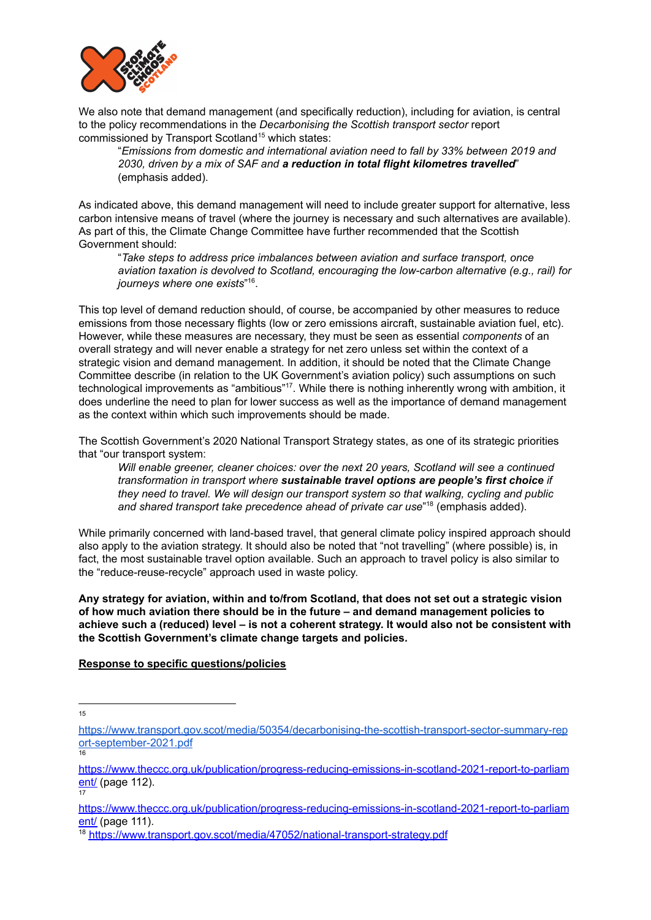We also note that demand management (and specifically reduction), including for aviation, is central to the policy recommendations in the *Decarbonising the Scottish transport sector* report commissioned by Transport Scotland[15] which states:

> "*Emissions from domestic and international aviation need to fall by 33% between 2019 and 2030, driven by a mix of SAF and* ***a reduction in total flight kilometres travelled***" (emphasis added).

As indicated above, this demand management will need to include greater support for alternative, less carbon intensive means of travel (where the journey is necessary and such alternatives are available). As part of this, the Climate Change Committee have further recommended that the Scottish Government should:

> "*Take steps to address price imbalances between aviation and surface transport, once aviation taxation is devolved to Scotland, encouraging the low-carbon alternative (e.g., rail) for journeys where one exists*"[16].

This top level of demand reduction should, of course, be accompanied by other measures to reduce emissions from those necessary flights (low or zero emissions aircraft, sustainable aviation fuel, etc). However, while these measures are necessary, they must be seen as essential *components* of an overall strategy and will never enable a strategy for net zero unless set within the context of a strategic vision and demand management. In addition, it should be noted that the Climate Change Committee describe (in relation to the UK Government's aviation policy) such assumptions on such technological improvements as "ambitious"[17]. While there is nothing inherently wrong with ambition, it does underline the need to plan for lower success as well as the importance of demand management as the context within which such improvements should be made.

The Scottish Government's 2020 National Transport Strategy states, as one of its strategic priorities that "our transport system:

> *Will enable greener, cleaner choices: over the next 20 years, Scotland will see a continued transformation in transport where* ***sustainable travel options are people's first choice*** *if they need to travel. We will design our transport system so that walking, cycling and public and shared transport take precedence ahead of private car use*"[18] (emphasis added).

While primarily concerned with land-based travel, that general climate policy inspired approach should also apply to the aviation strategy. It should also be noted that "not travelling" (where possible) is, in fact, the most sustainable travel option available. Such an approach to travel policy is also similar to the "reduce-reuse-recycle" approach used in waste policy.

**Any strategy for aviation, within and to/from Scotland, that does not set out a strategic vision of how much aviation there should be in the future – and demand management policies to achieve such a (reduced) level – is not a coherent strategy. It would also not be consistent with the Scottish Government's climate change targets and policies.**

**Response to specific questions/policies**

---

[15] https://www.transport.gov.scot/media/50354/decarbonising-the-scottish-transport-sector-summary-report-september-2021.pdf

[16] https://www.theccc.org.uk/publication/progress-reducing-emissions-in-scotland-2021-report-to-parliament/ (page 112).

[17] https://www.theccc.org.uk/publication/progress-reducing-emissions-in-scotland-2021-report-to-parliament/ (page 111).

[18] https://www.transport.gov.scot/media/47052/national-transport-strategy.pdf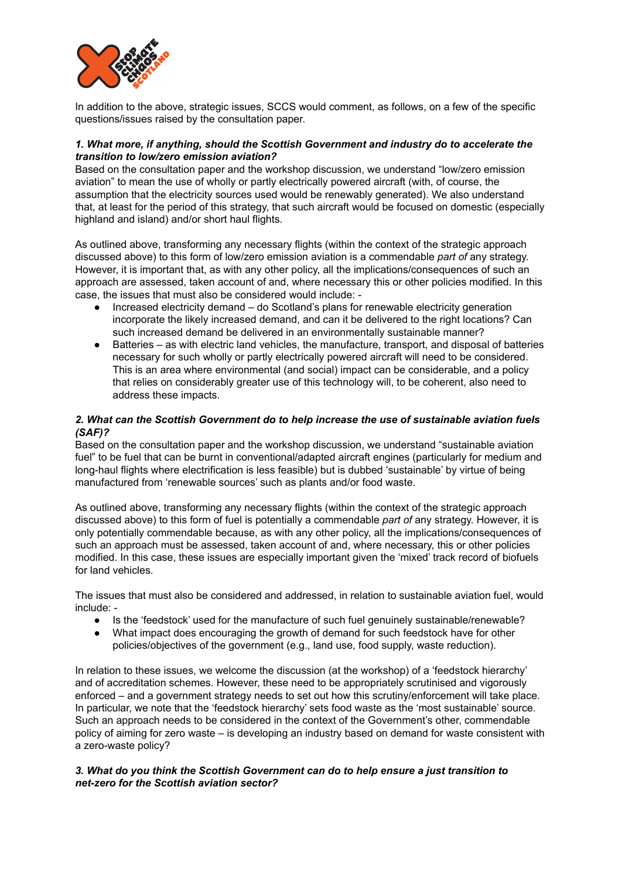In addition to the above, strategic issues, SCCS would comment, as follows, on a few of the specific questions/issues raised by the consultation paper.

***1. What more, if anything, should the Scottish Government and industry do to accelerate the transition to low/zero emission aviation?***

Based on the consultation paper and the workshop discussion, we understand "low/zero emission aviation" to mean the use of wholly or partly electrically powered aircraft (with, of course, the assumption that the electricity sources used would be renewably generated). We also understand that, at least for the period of this strategy, that such aircraft would be focused on domestic (especially highland and island) and/or short haul flights.

As outlined above, transforming any necessary flights (within the context of the strategic approach discussed above) to this form of low/zero emission aviation is a commendable *part of* any strategy. However, it is important that, as with any other policy, all the implications/consequences of such an approach are assessed, taken account of and, where necessary this or other policies modified. In this case, the issues that must also be considered would include: -

- Increased electricity demand – do Scotland's plans for renewable electricity generation incorporate the likely increased demand, and can it be delivered to the right locations? Can such increased demand be delivered in an environmentally sustainable manner?
- Batteries – as with electric land vehicles, the manufacture, transport, and disposal of batteries necessary for such wholly or partly electrically powered aircraft will need to be considered. This is an area where environmental (and social) impact can be considerable, and a policy that relies on considerably greater use of this technology will, to be coherent, also need to address these impacts.

***2. What can the Scottish Government do to help increase the use of sustainable aviation fuels (SAF)?***

Based on the consultation paper and the workshop discussion, we understand "sustainable aviation fuel" to be fuel that can be burnt in conventional/adapted aircraft engines (particularly for medium and long-haul flights where electrification is less feasible) but is dubbed 'sustainable' by virtue of being manufactured from 'renewable sources' such as plants and/or food waste.

As outlined above, transforming any necessary flights (within the context of the strategic approach discussed above) to this form of fuel is potentially a commendable *part of* any strategy. However, it is only potentially commendable because, as with any other policy, all the implications/consequences of such an approach must be assessed, taken account of and, where necessary, this or other policies modified. In this case, these issues are especially important given the 'mixed' track record of biofuels for land vehicles.

The issues that must also be considered and addressed, in relation to sustainable aviation fuel, would include: -

- Is the 'feedstock' used for the manufacture of such fuel genuinely sustainable/renewable?
- What impact does encouraging the growth of demand for such feedstock have for other policies/objectives of the government (e.g., land use, food supply, waste reduction).

In relation to these issues, we welcome the discussion (at the workshop) of a 'feedstock hierarchy' and of accreditation schemes. However, these need to be appropriately scrutinised and vigorously enforced – and a government strategy needs to set out how this scrutiny/enforcement will take place. In particular, we note that the 'feedstock hierarchy' sets food waste as the 'most sustainable' source. Such an approach needs to be considered in the context of the Government's other, commendable policy of aiming for zero waste – is developing an industry based on demand for waste consistent with a zero-waste policy?

***3. What do you think the Scottish Government can do to help ensure a just transition to net-zero for the Scottish aviation sector?***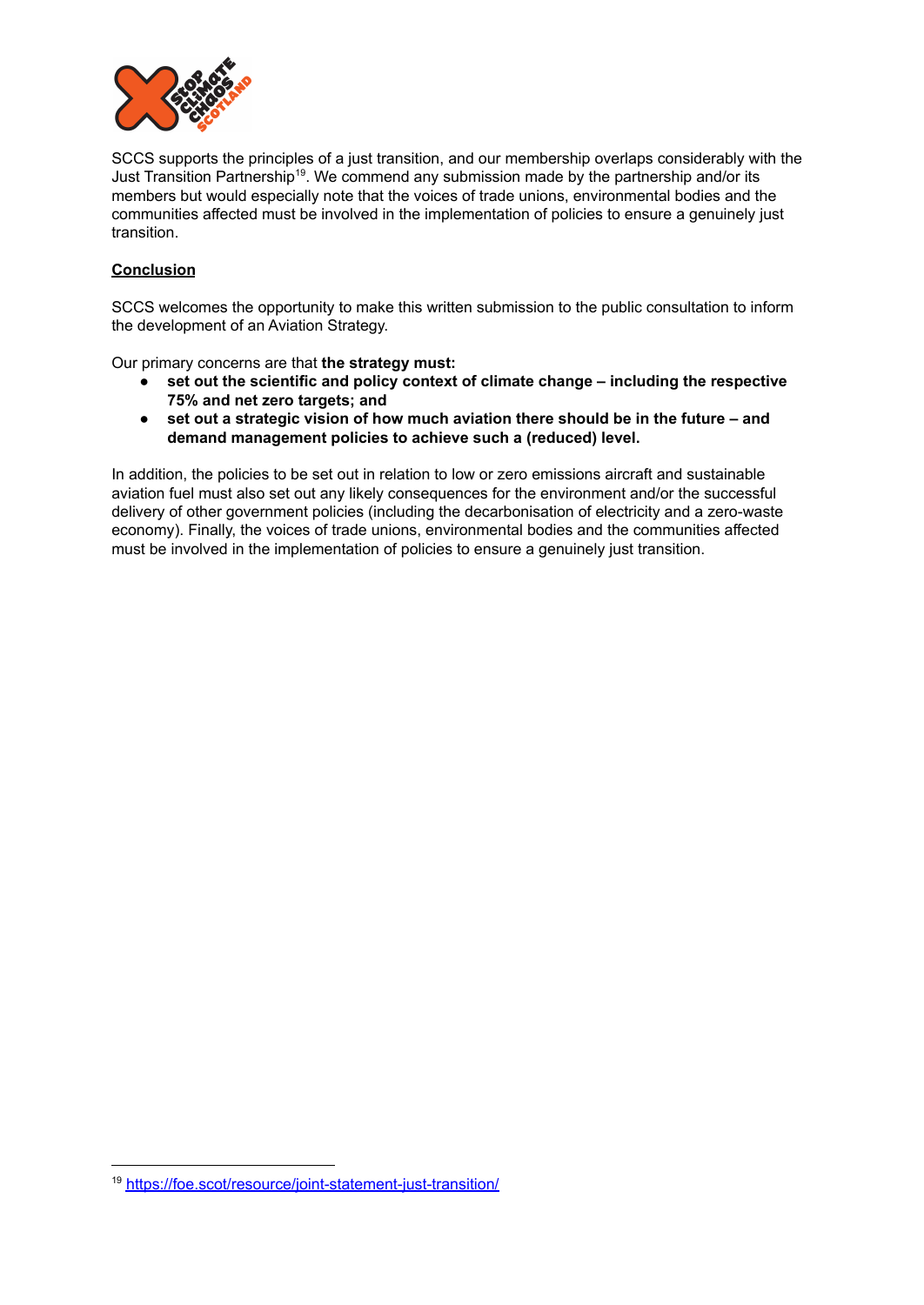SCCS supports the principles of a just transition, and our membership overlaps considerably with the Just Transition Partnership[19]. We commend any submission made by the partnership and/or its members but would especially note that the voices of trade unions, environmental bodies and the communities affected must be involved in the implementation of policies to ensure a genuinely just transition.

## Conclusion

SCCS welcomes the opportunity to make this written submission to the public consultation to inform the development of an Aviation Strategy.

Our primary concerns are that **the strategy must:**

- **set out the scientific and policy context of climate change – including the respective 75% and net zero targets; and**
- **set out a strategic vision of how much aviation there should be in the future – and demand management policies to achieve such a (reduced) level.**

In addition, the policies to be set out in relation to low or zero emissions aircraft and sustainable aviation fuel must also set out any likely consequences for the environment and/or the successful delivery of other government policies (including the decarbonisation of electricity and a zero-waste economy). Finally, the voices of trade unions, environmental bodies and the communities affected must be involved in the implementation of policies to ensure a genuinely just transition.

---

[19] https://foe.scot/resource/joint-statement-just-transition/